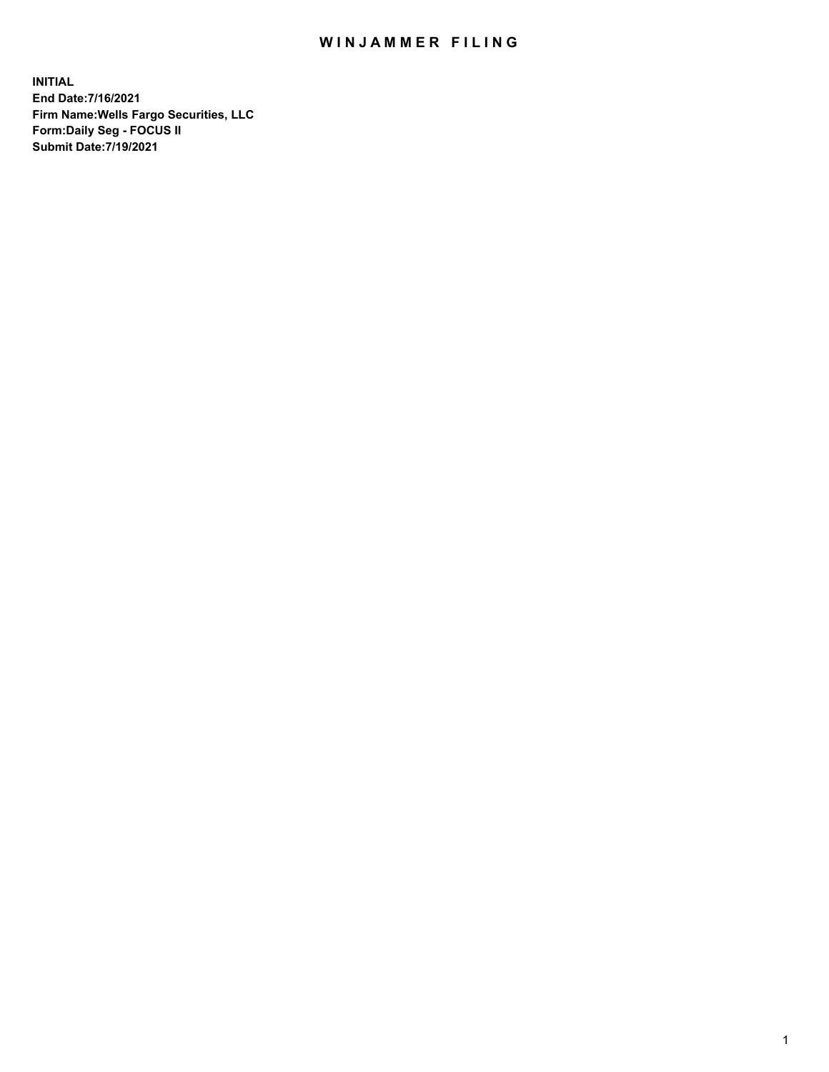# WINJAMMER FILING

**INITIAL**
**End Date:7/16/2021**
**Firm Name:Wells Fargo Securities, LLC**
**Form:Daily Seg - FOCUS II**
**Submit Date:7/19/2021**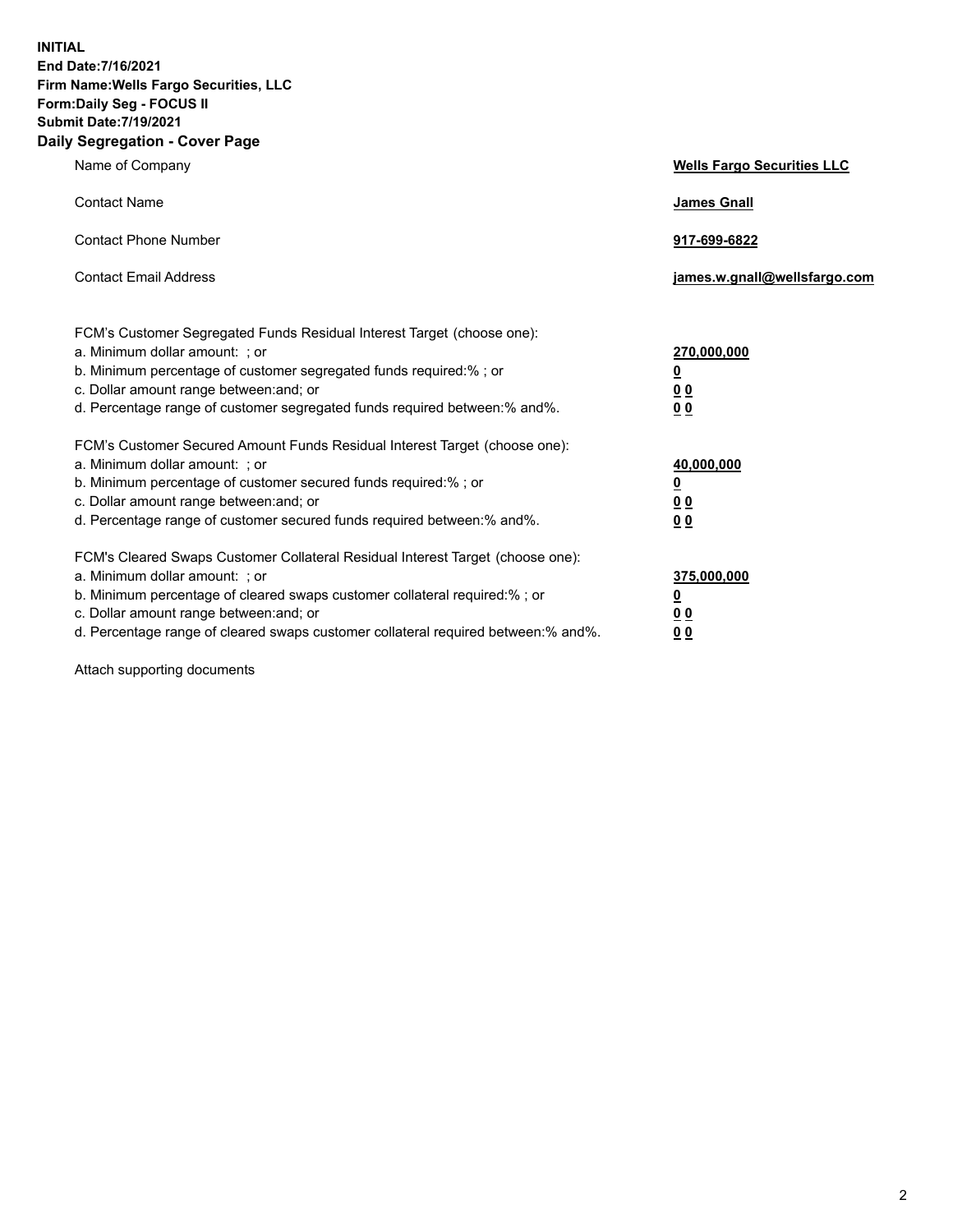**INITIAL**
**End Date:7/16/2021**
**Firm Name:Wells Fargo Securities, LLC**
**Form:Daily Seg - FOCUS II**
**Submit Date:7/19/2021**

## Daily Segregation - Cover Page

| | |
|---|---|
| Name of Company | **Wells Fargo Securities LLC** |
| Contact Name | **James Gnall** |
| Contact Phone Number | **917-699-6822** |
| Contact Email Address | **james.w.gnall@wellsfargo.com** |

| | |
|---|---|
| FCM's Customer Segregated Funds Residual Interest Target (choose one): | |
| a. Minimum dollar amount: ; or | **270,000,000** |
| b. Minimum percentage of customer segregated funds required:% ; or | **0** |
| c. Dollar amount range between:and; or | **0 0** |
| d. Percentage range of customer segregated funds required between:% and%. | **0 0** |
| FCM's Customer Secured Amount Funds Residual Interest Target (choose one): | |
| a. Minimum dollar amount: ; or | **40,000,000** |
| b. Minimum percentage of customer secured funds required:% ; or | **0** |
| c. Dollar amount range between:and; or | **0 0** |
| d. Percentage range of customer secured funds required between:% and%. | **0 0** |
| FCM's Cleared Swaps Customer Collateral Residual Interest Target (choose one): | |
| a. Minimum dollar amount: ; or | **375,000,000** |
| b. Minimum percentage of cleared swaps customer collateral required:% ; or | **0** |
| c. Dollar amount range between:and; or | **0 0** |
| d. Percentage range of cleared swaps customer collateral required between:% and%. | **0 0** |

Attach supporting documents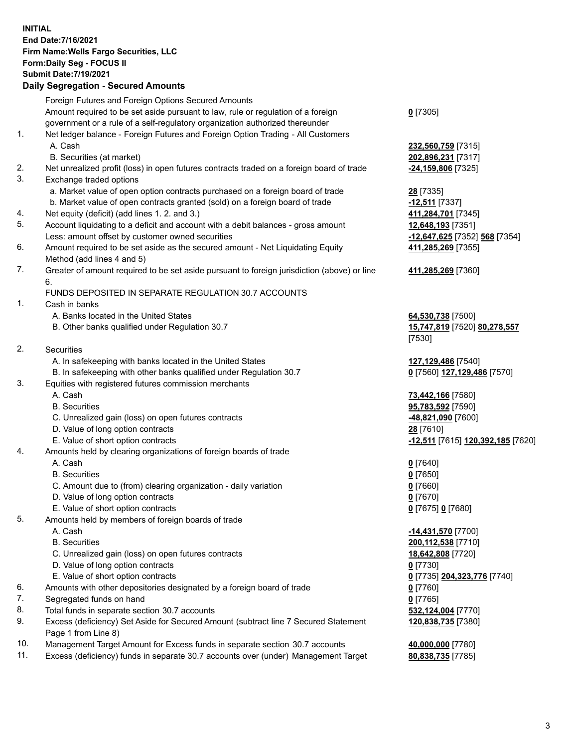**INITIAL**
**End Date:7/16/2021**
**Firm Name:Wells Fargo Securities, LLC**
**Form:Daily Seg - FOCUS II**
**Submit Date:7/19/2021**

## Daily Segregation - Secured Amounts

| | | |
|---|---|---|
| | Foreign Futures and Foreign Options Secured Amounts | |
| | Amount required to be set aside pursuant to law, rule or regulation of a foreign government or a rule of a self-regulatory organization authorized thereunder | **0** [7305] |
| 1. | Net ledger balance - Foreign Futures and Foreign Option Trading - All Customers | |
| | A. Cash | **232,560,759** [7315] |
| | B. Securities (at market) | **202,896,231** [7317] |
| 2. | Net unrealized profit (loss) in open futures contracts traded on a foreign board of trade | **-24,159,806** [7325] |
| 3. | Exchange traded options | |
| | a. Market value of open option contracts purchased on a foreign board of trade | **28** [7335] |
| | b. Market value of open contracts granted (sold) on a foreign board of trade | **-12,511** [7337] |
| 4. | Net equity (deficit) (add lines 1. 2. and 3.) | **411,284,701** [7345] |
| 5. | Account liquidating to a deficit and account with a debit balances - gross amount | **12,648,193** [7351] |
| | Less: amount offset by customer owned securities | **-12,647,625** [7352] **568** [7354] |
| 6. | Amount required to be set aside as the secured amount - Net Liquidating Equity Method (add lines 4 and 5) | **411,285,269** [7355] |
| 7. | Greater of amount required to be set aside pursuant to foreign jurisdiction (above) or line 6. | **411,285,269** [7360] |
| | FUNDS DEPOSITED IN SEPARATE REGULATION 30.7 ACCOUNTS | |
| 1. | Cash in banks | |
| | A. Banks located in the United States | **64,530,738** [7500] |
| | B. Other banks qualified under Regulation 30.7 | **15,747,819** [7520] **80,278,557** [7530] |
| 2. | Securities | |
| | A. In safekeeping with banks located in the United States | **127,129,486** [7540] |
| | B. In safekeeping with other banks qualified under Regulation 30.7 | **0** [7560] **127,129,486** [7570] |
| 3. | Equities with registered futures commission merchants | |
| | A. Cash | **73,442,166** [7580] |
| | B. Securities | **95,783,592** [7590] |
| | C. Unrealized gain (loss) on open futures contracts | **-48,821,090** [7600] |
| | D. Value of long option contracts | **28** [7610] |
| | E. Value of short option contracts | **-12,511** [7615] **120,392,185** [7620] |
| 4. | Amounts held by clearing organizations of foreign boards of trade | |
| | A. Cash | **0** [7640] |
| | B. Securities | **0** [7650] |
| | C. Amount due to (from) clearing organization - daily variation | **0** [7660] |
| | D. Value of long option contracts | **0** [7670] |
| | E. Value of short option contracts | **0** [7675] **0** [7680] |
| 5. | Amounts held by members of foreign boards of trade | |
| | A. Cash | **-14,431,570** [7700] |
| | B. Securities | **200,112,538** [7710] |
| | C. Unrealized gain (loss) on open futures contracts | **18,642,808** [7720] |
| | D. Value of long option contracts | **0** [7730] |
| | E. Value of short option contracts | **0** [7735] **204,323,776** [7740] |
| 6. | Amounts with other depositories designated by a foreign board of trade | **0** [7760] |
| 7. | Segregated funds on hand | **0** [7765] |
| 8. | Total funds in separate section 30.7 accounts | **532,124,004** [7770] |
| 9. | Excess (deficiency) Set Aside for Secured Amount (subtract line 7 Secured Statement Page 1 from Line 8) | **120,838,735** [7380] |
| 10. | Management Target Amount for Excess funds in separate section 30.7 accounts | **40,000,000** [7780] |
| 11. | Excess (deficiency) funds in separate 30.7 accounts over (under) Management Target | **80,838,735** [7785] |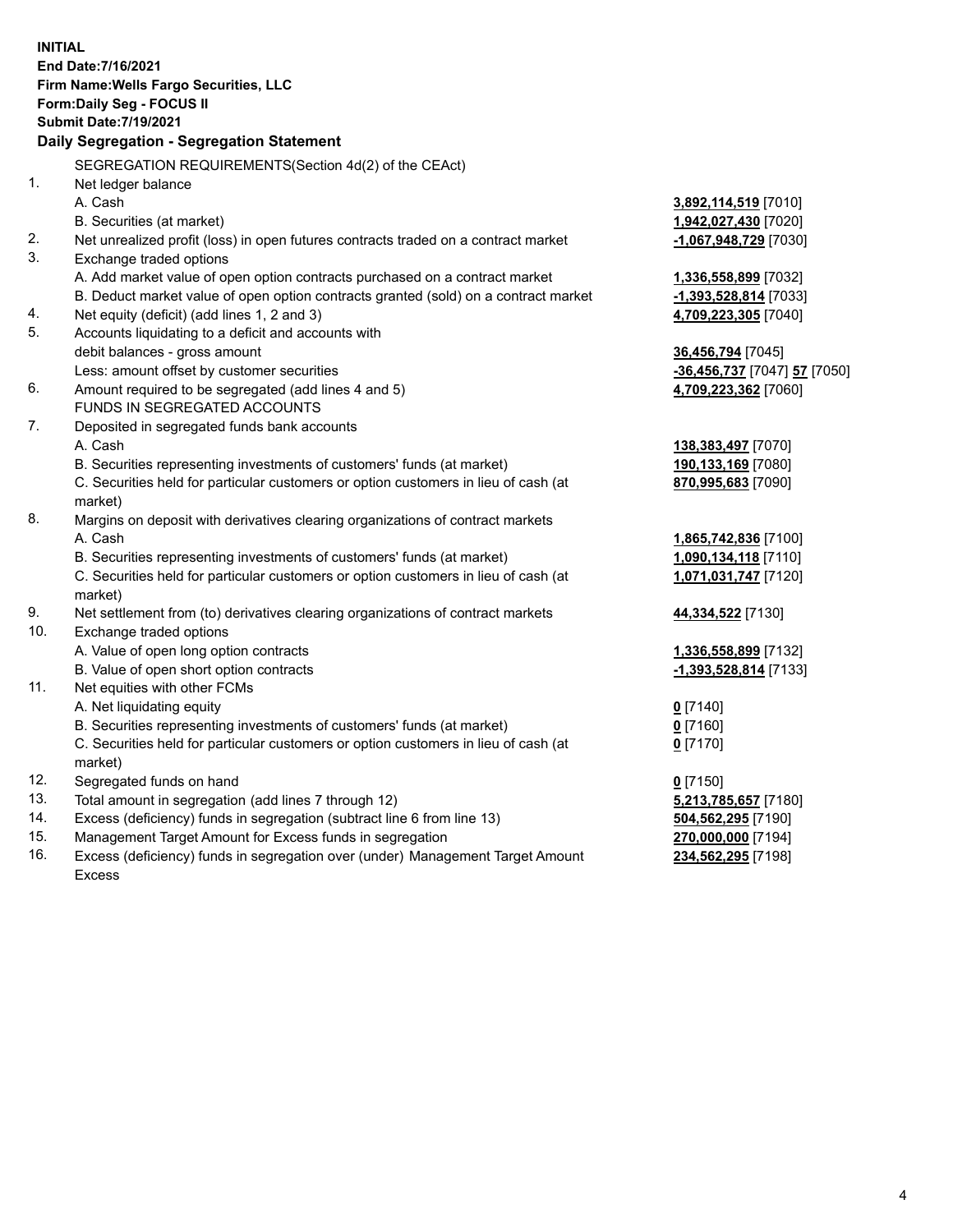**INITIAL**
**End Date:7/16/2021**
**Firm Name:Wells Fargo Securities, LLC**
**Form:Daily Seg - FOCUS II**
**Submit Date:7/19/2021**

**Daily Segregation - Segregation Statement**

| | | |
|---|---|---|
| | SEGREGATION REQUIREMENTS(Section 4d(2) of the CEAct) | |
| 1. | Net ledger balance | |
| | A. Cash | **3,892,114,519** [7010] |
| | B. Securities (at market) | **1,942,027,430** [7020] |
| 2. | Net unrealized profit (loss) in open futures contracts traded on a contract market | **-1,067,948,729** [7030] |
| 3. | Exchange traded options | |
| | A. Add market value of open option contracts purchased on a contract market | **1,336,558,899** [7032] |
| | B. Deduct market value of open option contracts granted (sold) on a contract market | **-1,393,528,814** [7033] |
| 4. | Net equity (deficit) (add lines 1, 2 and 3) | **4,709,223,305** [7040] |
| 5. | Accounts liquidating to a deficit and accounts with debit balances - gross amount | **36,456,794** [7045] |
| | Less: amount offset by customer securities | **-36,456,737** [7047] **57** [7050] |
| 6. | Amount required to be segregated (add lines 4 and 5) | **4,709,223,362** [7060] |
| | FUNDS IN SEGREGATED ACCOUNTS | |
| 7. | Deposited in segregated funds bank accounts | |
| | A. Cash | **138,383,497** [7070] |
| | B. Securities representing investments of customers' funds (at market) | **190,133,169** [7080] |
| | C. Securities held for particular customers or option customers in lieu of cash (at market) | **870,995,683** [7090] |
| 8. | Margins on deposit with derivatives clearing organizations of contract markets | |
| | A. Cash | **1,865,742,836** [7100] |
| | B. Securities representing investments of customers' funds (at market) | **1,090,134,118** [7110] |
| | C. Securities held for particular customers or option customers in lieu of cash (at market) | **1,071,031,747** [7120] |
| 9. | Net settlement from (to) derivatives clearing organizations of contract markets | **44,334,522** [7130] |
| 10. | Exchange traded options | |
| | A. Value of open long option contracts | **1,336,558,899** [7132] |
| | B. Value of open short option contracts | **-1,393,528,814** [7133] |
| 11. | Net equities with other FCMs | |
| | A. Net liquidating equity | **0** [7140] |
| | B. Securities representing investments of customers' funds (at market) | **0** [7160] |
| | C. Securities held for particular customers or option customers in lieu of cash (at market) | **0** [7170] |
| 12. | Segregated funds on hand | **0** [7150] |
| 13. | Total amount in segregation (add lines 7 through 12) | **5,213,785,657** [7180] |
| 14. | Excess (deficiency) funds in segregation (subtract line 6 from line 13) | **504,562,295** [7190] |
| 15. | Management Target Amount for Excess funds in segregation | **270,000,000** [7194] |
| 16. | Excess (deficiency) funds in segregation over (under) Management Target Amount Excess | **234,562,295** [7198] |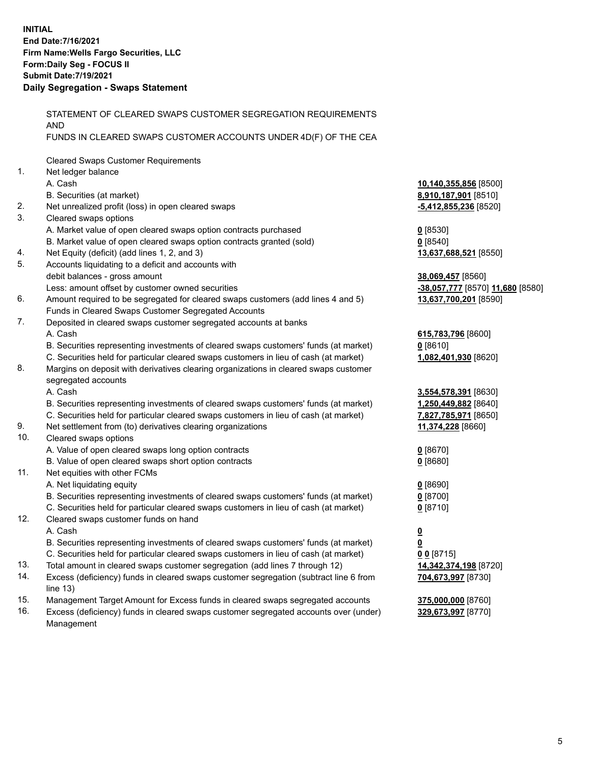**INITIAL**
**End Date:7/16/2021**
**Firm Name:Wells Fargo Securities, LLC**
**Form:Daily Seg - FOCUS II**
**Submit Date:7/19/2021**
**Daily Segregation - Swaps Statement**

STATEMENT OF CLEARED SWAPS CUSTOMER SEGREGATION REQUIREMENTS AND FUNDS IN CLEARED SWAPS CUSTOMER ACCOUNTS UNDER 4D(F) OF THE CEA

| | | |
|---|---|---|
| | Cleared Swaps Customer Requirements | |
| 1. | Net ledger balance | |
| | A. Cash | **10,140,355,856** [8500] |
| | B. Securities (at market) | **8,910,187,901** [8510] |
| 2. | Net unrealized profit (loss) in open cleared swaps | **-5,412,855,236** [8520] |
| 3. | Cleared swaps options | |
| | A. Market value of open cleared swaps option contracts purchased | **0** [8530] |
| | B. Market value of open cleared swaps option contracts granted (sold) | **0** [8540] |
| 4. | Net Equity (deficit) (add lines 1, 2, and 3) | **13,637,688,521** [8550] |
| 5. | Accounts liquidating to a deficit and accounts with debit balances - gross amount | **38,069,457** [8560] |
| | Less: amount offset by customer owned securities | **-38,057,777** [8570] **11,680** [8580] |
| 6. | Amount required to be segregated for cleared swaps customers (add lines 4 and 5) | **13,637,700,201** [8590] |
| | Funds in Cleared Swaps Customer Segregated Accounts | |
| 7. | Deposited in cleared swaps customer segregated accounts at banks | |
| | A. Cash | **615,783,796** [8600] |
| | B. Securities representing investments of cleared swaps customers' funds (at market) | **0** [8610] |
| | C. Securities held for particular cleared swaps customers in lieu of cash (at market) | **1,082,401,930** [8620] |
| 8. | Margins on deposit with derivatives clearing organizations in cleared swaps customer segregated accounts | |
| | A. Cash | **3,554,578,391** [8630] |
| | B. Securities representing investments of cleared swaps customers' funds (at market) | **1,250,449,882** [8640] |
| | C. Securities held for particular cleared swaps customers in lieu of cash (at market) | **7,827,785,971** [8650] |
| 9. | Net settlement from (to) derivatives clearing organizations | **11,374,228** [8660] |
| 10. | Cleared swaps options | |
| | A. Value of open cleared swaps long option contracts | **0** [8670] |
| | B. Value of open cleared swaps short option contracts | **0** [8680] |
| 11. | Net equities with other FCMs | |
| | A. Net liquidating equity | **0** [8690] |
| | B. Securities representing investments of cleared swaps customers' funds (at market) | **0** [8700] |
| | C. Securities held for particular cleared swaps customers in lieu of cash (at market) | **0** [8710] |
| 12. | Cleared swaps customer funds on hand | |
| | A. Cash | **0** |
| | B. Securities representing investments of cleared swaps customers' funds (at market) | **0** |
| | C. Securities held for particular cleared swaps customers in lieu of cash (at market) | **0** **0** [8715] |
| 13. | Total amount in cleared swaps customer segregation (add lines 7 through 12) | **14,342,374,198** [8720] |
| 14. | Excess (deficiency) funds in cleared swaps customer segregation (subtract line 6 from line 13) | **704,673,997** [8730] |
| 15. | Management Target Amount for Excess funds in cleared swaps segregated accounts | **375,000,000** [8760] |
| 16. | Excess (deficiency) funds in cleared swaps customer segregated accounts over (under) Management | **329,673,997** [8770] |